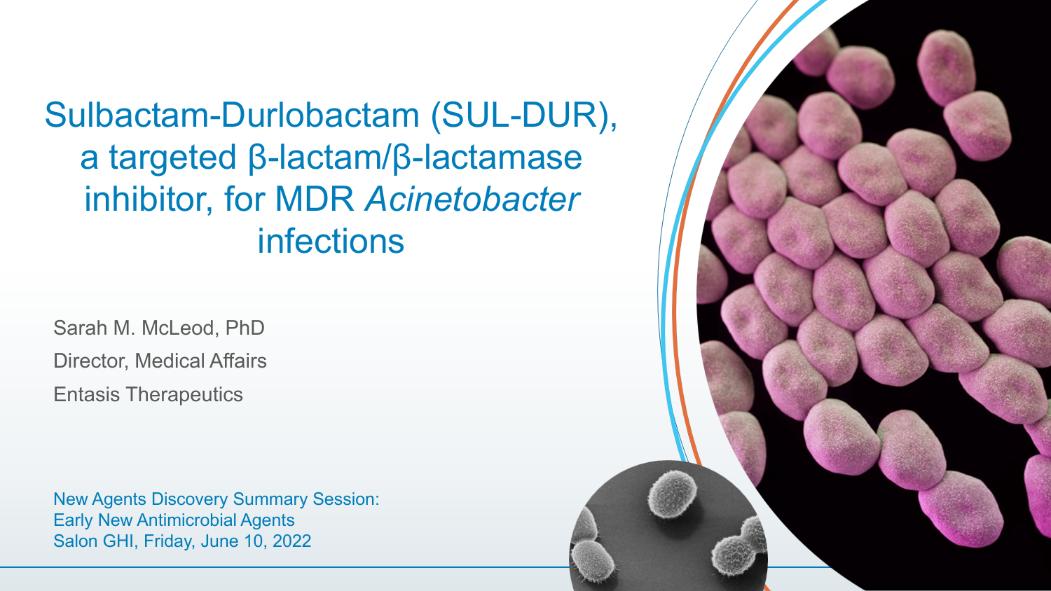# Sulbactam-Durlobactam (SUL-DUR), a targeted β-lactam/β-lactamase inhibitor, for MDR *Acinetobacter* infections

Sarah M. McLeod, PhD

Director, Medical Affairs

Entasis Therapeutics

New Agents Discovery Summary Session:
Early New Antimicrobial Agents
Salon GHI, Friday, June 10, 2022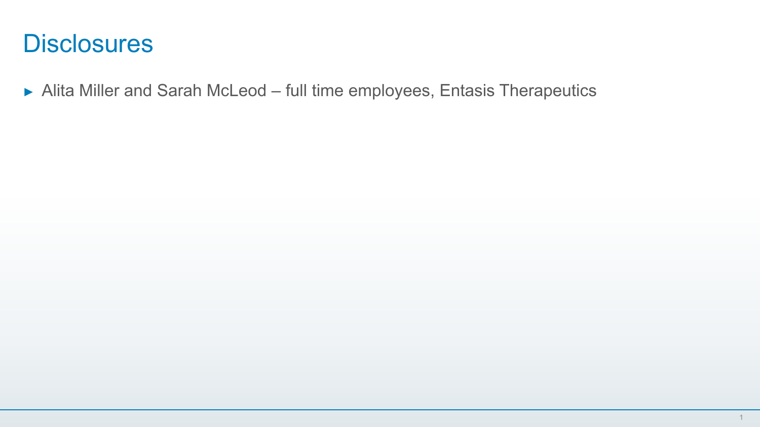# Disclosures

- Alita Miller and Sarah McLeod – full time employees, Entasis Therapeutics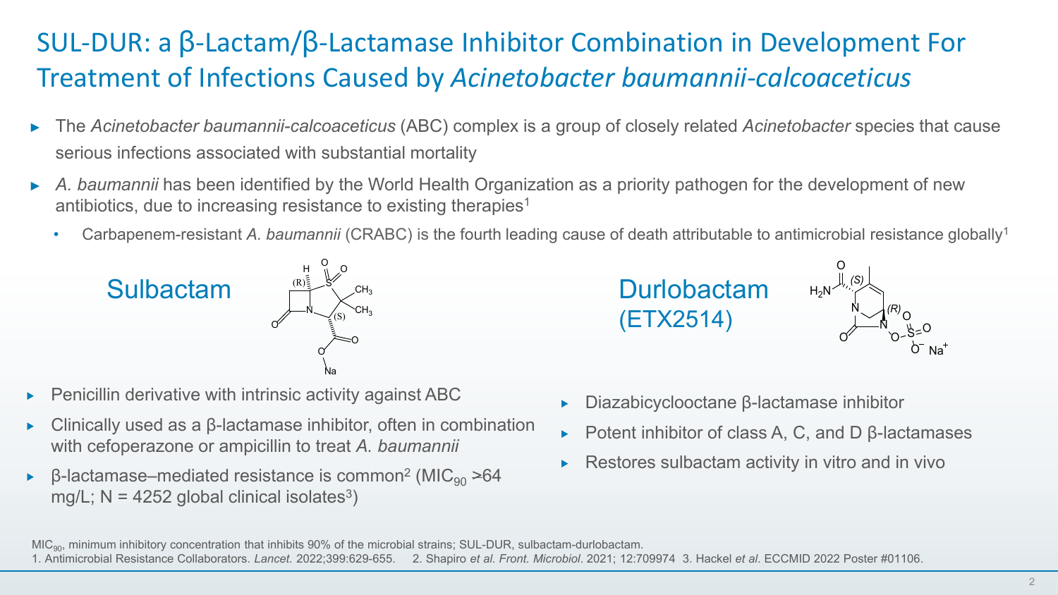# SUL-DUR: a β-Lactam/β-Lactamase Inhibitor Combination in Development For Treatment of Infections Caused by *Acinetobacter baumannii-calcoaceticus*

- The *Acinetobacter baumannii-calcoaceticus* (ABC) complex is a group of closely related *Acinetobacter* species that cause serious infections associated with substantial mortality
- *A. baumannii* has been identified by the World Health Organization as a priority pathogen for the development of new antibiotics, due to increasing resistance to existing therapies[1]
  - Carbapenem-resistant *A. baumannii* (CRABC) is the fourth leading cause of death attributable to antimicrobial resistance globally[1]

## Sulbactam

- Penicillin derivative with intrinsic activity against ABC
- Clinically used as a β-lactamase inhibitor, often in combination with cefoperazone or ampicillin to treat *A. baumannii*
- β-lactamase–mediated resistance is common[2] ($MIC_{90}$ >64 mg/L; N = 4252 global clinical isolates[3])

## Durlobactam (ETX2514)

- Diazabicyclooctane β-lactamase inhibitor
- Potent inhibitor of class A, C, and D β-lactamases
- Restores sulbactam activity in vitro and in vivo

$MIC_{90}$, minimum inhibitory concentration that inhibits 90% of the microbial strains; SUL-DUR, sulbactam-durlobactam.

1. Antimicrobial Resistance Collaborators. *Lancet.* 2022;399:629-655. 2. Shapiro *et al. Front. Microbiol*. 2021; 12:709974 3. Hackel *et al*. ECCMID 2022 Poster #01106.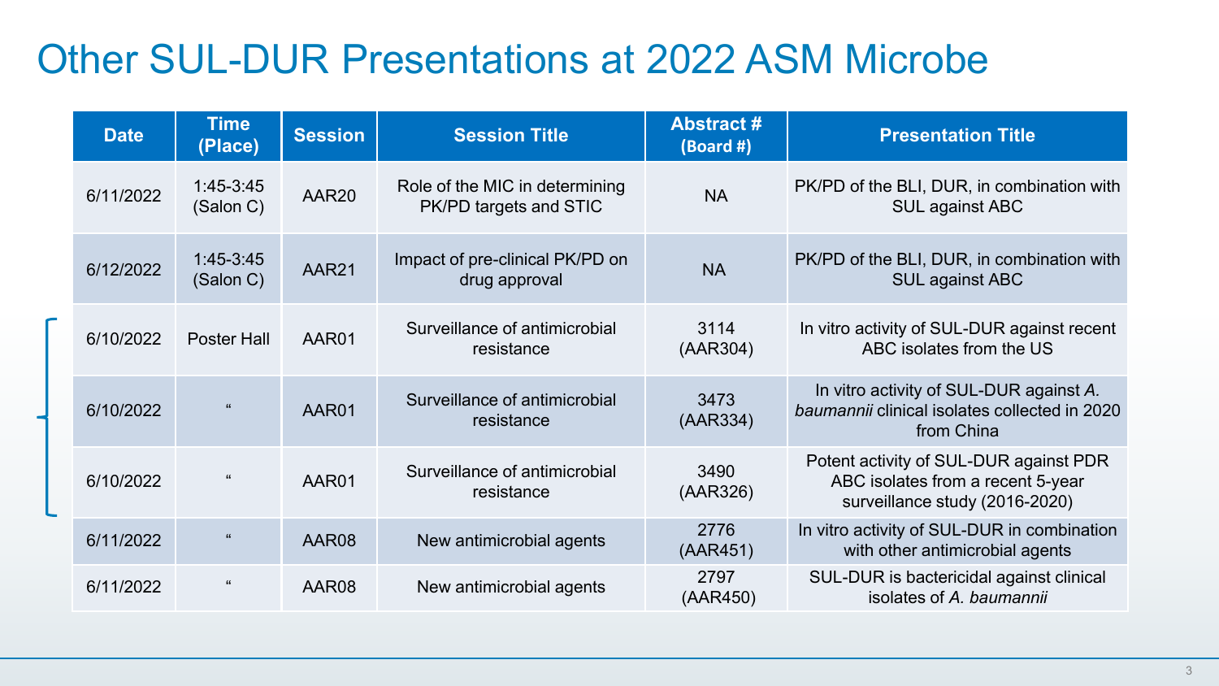# Other SUL-DUR Presentations at 2022 ASM Microbe

| Date | Time (Place) | Session | Session Title | Abstract # (Board #) | Presentation Title |
|---|---|---|---|---|---|
| 6/11/2022 | 1:45-3:45 (Salon C) | AAR20 | Role of the MIC in determining PK/PD targets and STIC | NA | PK/PD of the BLI, DUR, in combination with SUL against ABC |
| 6/12/2022 | 1:45-3:45 (Salon C) | AAR21 | Impact of pre-clinical PK/PD on drug approval | NA | PK/PD of the BLI, DUR, in combination with SUL against ABC |
| 6/10/2022 | Poster Hall | AAR01 | Surveillance of antimicrobial resistance | 3114 (AAR304) | In vitro activity of SUL-DUR against recent ABC isolates from the US |
| 6/10/2022 | " | AAR01 | Surveillance of antimicrobial resistance | 3473 (AAR334) | In vitro activity of SUL-DUR against *A. baumannii* clinical isolates collected in 2020 from China |
| 6/10/2022 | " | AAR01 | Surveillance of antimicrobial resistance | 3490 (AAR326) | Potent activity of SUL-DUR against PDR ABC isolates from a recent 5-year surveillance study (2016-2020) |
| 6/11/2022 | " | AAR08 | New antimicrobial agents | 2776 (AAR451) | In vitro activity of SUL-DUR in combination with other antimicrobial agents |
| 6/11/2022 | " | AAR08 | New antimicrobial agents | 2797 (AAR450) | SUL-DUR is bactericidal against clinical isolates of *A. baumannii* |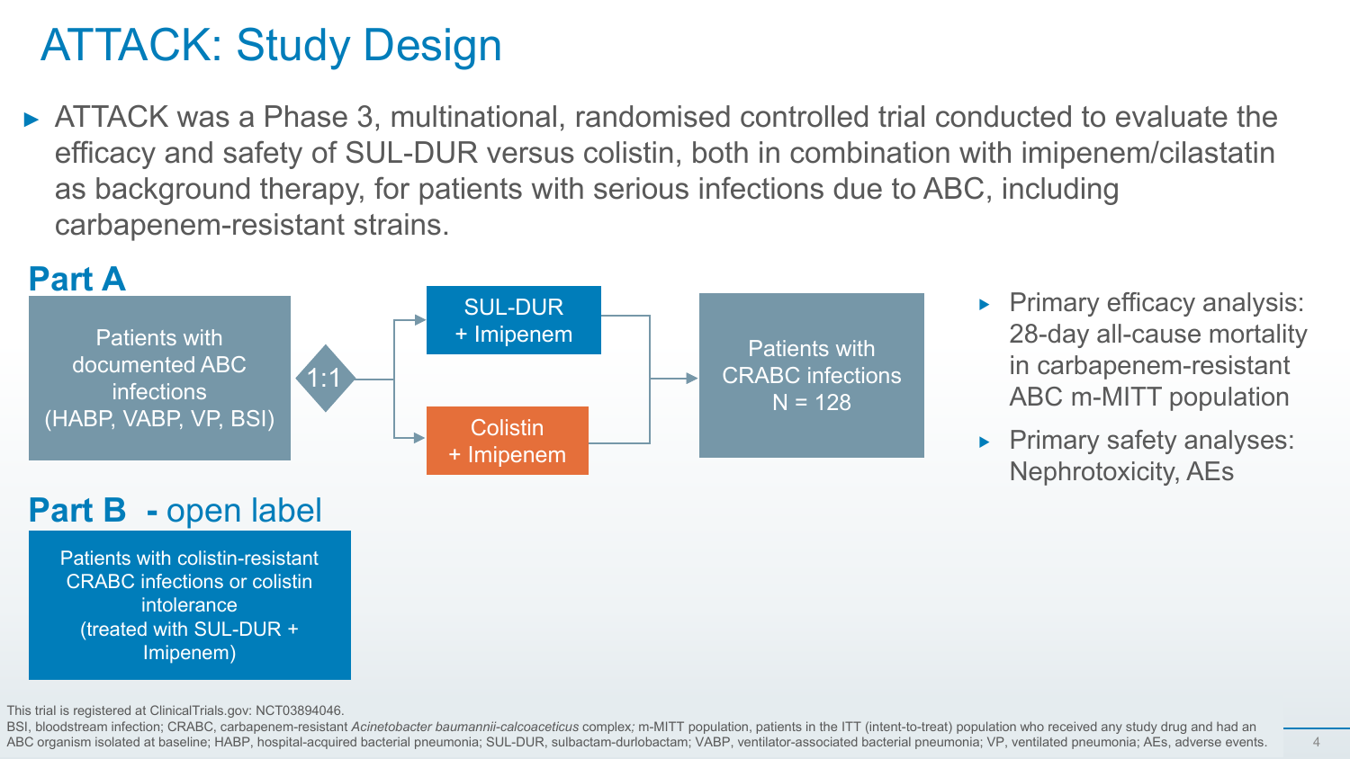# ATTACK: Study Design

- ATTACK was a Phase 3, multinational, randomised controlled trial conducted to evaluate the efficacy and safety of SUL-DUR versus colistin, both in combination with imipenem/cilastatin as background therapy, for patients with serious infections due to ABC, including carbapenem-resistant strains.

## Part A

Patients with documented ABC infections (HABP, VABP, VP, BSI) → 1:1 → SUL-DUR + Imipenem / Colistin + Imipenem → Patients with CRABC infections N = 128

- Primary efficacy analysis: 28-day all-cause mortality in carbapenem-resistant ABC m-MITT population
- Primary safety analyses: Nephrotoxicity, AEs

## Part B - open label

Patients with colistin-resistant CRABC infections or colistin intolerance (treated with SUL-DUR + Imipenem)

This trial is registered at ClinicalTrials.gov: NCT03894046.

BSI, bloodstream infection; CRABC, carbapenem-resistant *Acinetobacter baumannii-calcoaceticus* complex; m-MITT population, patients in the ITT (intent-to-treat) population who received any study drug and had an ABC organism isolated at baseline; HABP, hospital-acquired bacterial pneumonia; SUL-DUR, sulbactam-durlobactam; VABP, ventilator-associated bacterial pneumonia; VP, ventilated pneumonia; AEs, adverse events.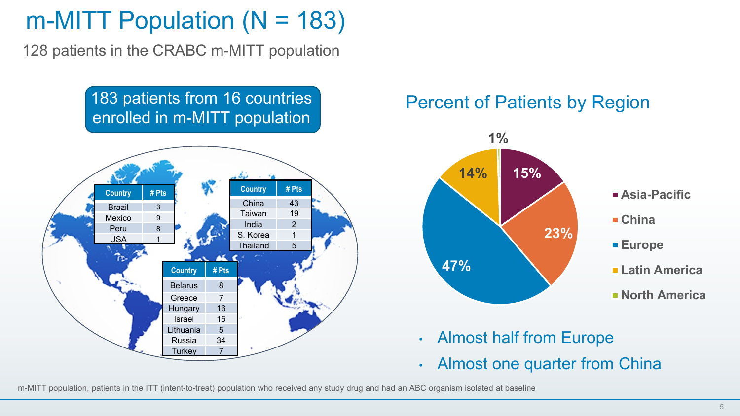# m-MITT Population (N = 183)

128 patients in the CRABC m-MITT population

**183 patients from 16 countries enrolled in m-MITT population**

| Country | # Pts |
|---|---|
| Brazil | 3 |
| Mexico | 9 |
| Peru | 8 |
| USA | 1 |

| Country | # Pts |
|---|---|
| China | 43 |
| Taiwan | 19 |
| India | 2 |
| S. Korea | 1 |
| Thailand | 5 |

| Country | # Pts |
|---|---|
| Belarus | 8 |
| Greece | 7 |
| Hungary | 16 |
| Israel | 15 |
| Lithuania | 5 |
| Russia | 34 |
| Turkey | 7 |

## Percent of Patients by Region

| Region | Percent |
|---|---|
| Asia-Pacific | 15% |
| China | 23% |
| Europe | 47% |
| Latin America | 14% |
| North America | 1% |

- Almost half from Europe
- Almost one quarter from China

m-MITT population, patients in the ITT (intent-to-treat) population who received any study drug and had an ABC organism isolated at baseline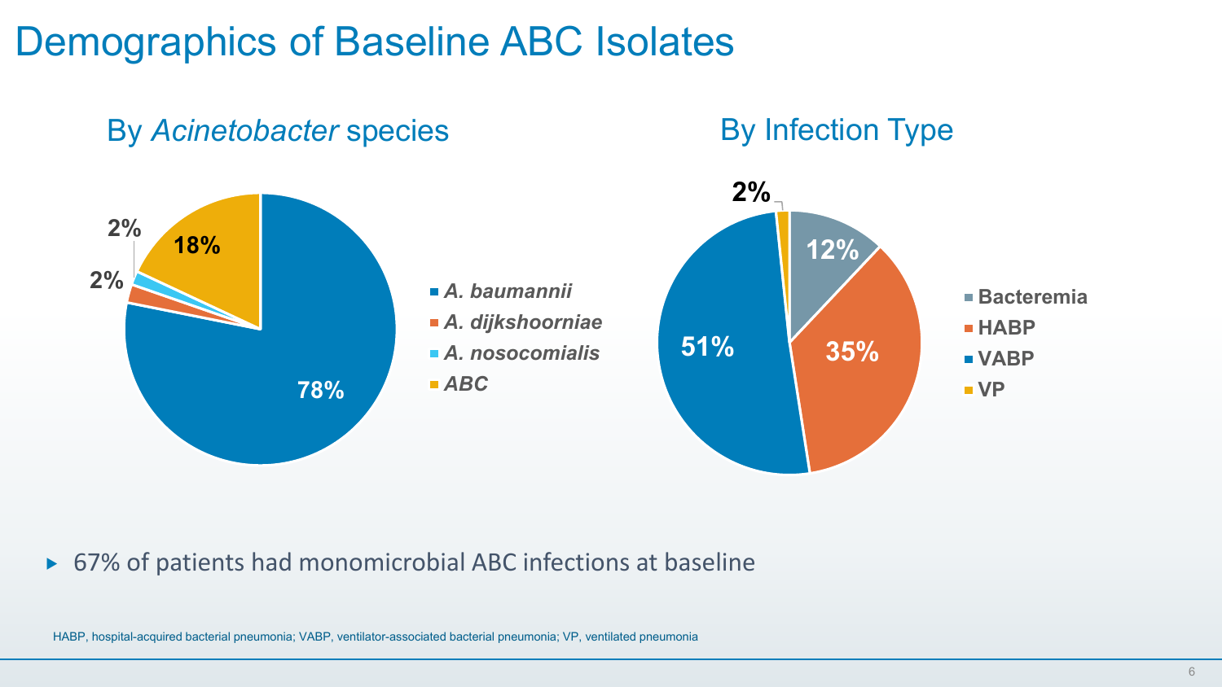# Demographics of Baseline ABC Isolates

## By *Acinetobacter* species

| Species | % |
|---|---|
| *A. baumannii* | 78% |
| *A. dijkshoorniae* | 2% |
| *A. nosocomialis* | 2% |
| *ABC* | 18% |

## By Infection Type

| Infection Type | % |
|---|---|
| Bacteremia | 12% |
| HABP | 35% |
| VABP | 51% |
| VP | 2% |

- 67% of patients had monomicrobial ABC infections at baseline

HABP, hospital-acquired bacterial pneumonia; VABP, ventilator-associated bacterial pneumonia; VP, ventilated pneumonia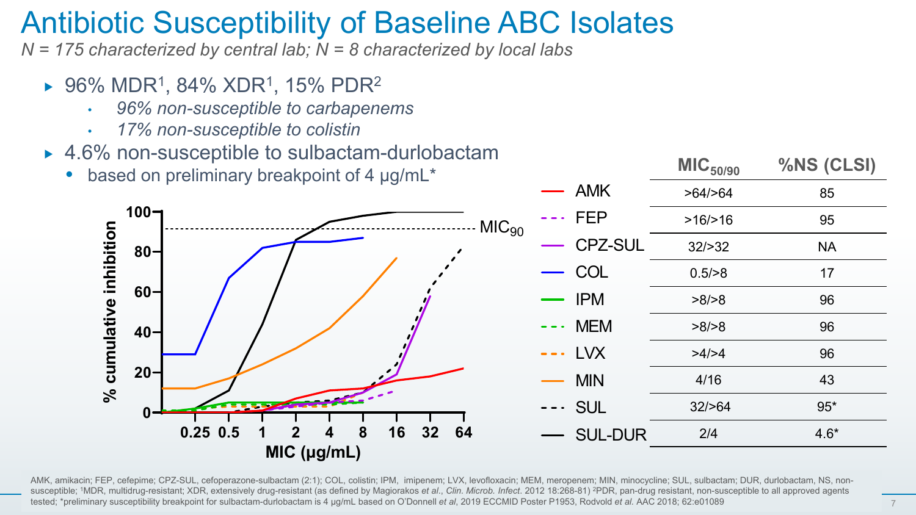# Antibiotic Susceptibility of Baseline ABC Isolates

*N = 175 characterized by central lab; N = 8 characterized by local labs*

- 96% MDR[1], 84% XDR[1], 15% PDR[2]
  - *96% non-susceptible to carbapenems*
  - *17% non-susceptible to colistin*
- 4.6% non-susceptible to sulbactam-durlobactam
  - based on preliminary breakpoint of 4 μg/mL*

| | $MIC_{50/90}$ | %NS (CLSI) |
|---|---|---|
| AMK | >64/>64 | 85 |
| FEP | >16/>16 | 95 |
| CPZ-SUL | 32/>32 | NA |
| COL | 0.5/>8 | 17 |
| IPM | >8/>8 | 96 |
| MEM | >8/>8 | 96 |
| LVX | >4/>4 | 96 |
| MIN | 4/16 | 43 |
| SUL | 32/>64 | 95* |
| SUL-DUR | 2/4 | 4.6* |

AMK, amikacin; FEP, cefepime; CPZ-SUL, cefoperazone-sulbactam (2:1); COL, colistin; IPM, imipenem; LVX, levofloxacin; MEM, meropenem; MIN, minocycline; SUL, sulbactam; DUR, durlobactam, NS, non-susceptible; [1]MDR, multidrug-resistant; XDR, extensively drug-resistant (as defined by Magiorakos *et al.*, *Clin. Microb. Infect*. 2012 18:268-81) [2]PDR, pan-drug resistant, non-susceptible to all approved agents tested; *preliminary susceptibility breakpoint for sulbactam-durlobactam is 4 μg/mL based on O'Donnell *et al*, 2019 ECCMID Poster P1953, Rodvold *et al.* AAC 2018; 62:e01089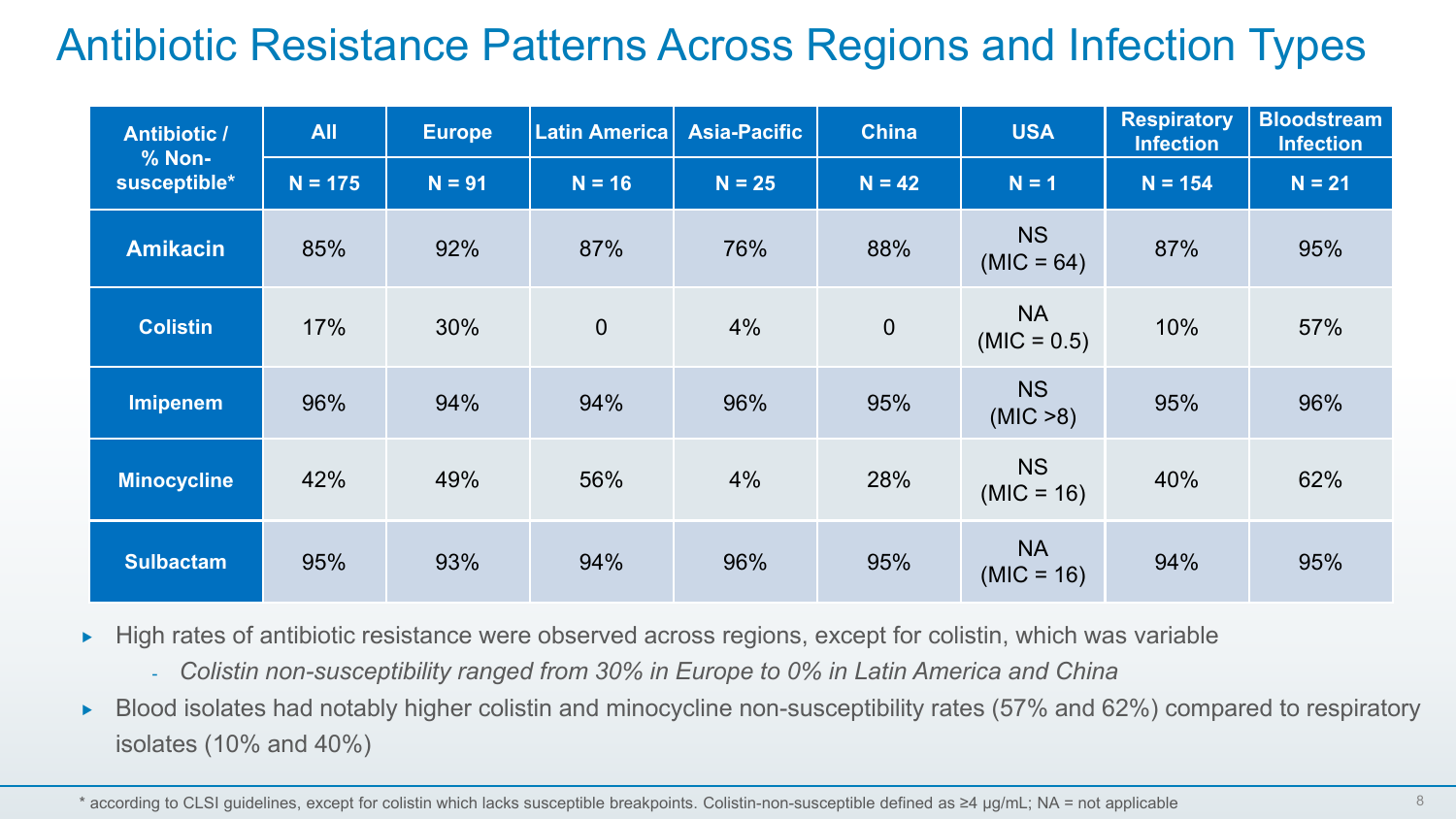# Antibiotic Resistance Patterns Across Regions and Infection Types

| Antibiotic / % Non-susceptible* | All | Europe | Latin America | Asia-Pacific | China | USA | Respiratory Infection | Bloodstream Infection |
|---|---|---|---|---|---|---|---|---|
| | N = 175 | N = 91 | N = 16 | N = 25 | N = 42 | N = 1 | N = 154 | N = 21 |
| **Amikacin** | 85% | 92% | 87% | 76% | 88% | NS (MIC = 64) | 87% | 95% |
| **Colistin** | 17% | 30% | 0 | 4% | 0 | NA (MIC = 0.5) | 10% | 57% |
| **Imipenem** | 96% | 94% | 94% | 96% | 95% | NS (MIC >8) | 95% | 96% |
| **Minocycline** | 42% | 49% | 56% | 4% | 28% | NS (MIC = 16) | 40% | 62% |
| **Sulbactam** | 95% | 93% | 94% | 96% | 95% | NA (MIC = 16) | 94% | 95% |

- High rates of antibiotic resistance were observed across regions, except for colistin, which was variable
  - *Colistin non-susceptibility ranged from 30% in Europe to 0% in Latin America and China*
- Blood isolates had notably higher colistin and minocycline non-susceptibility rates (57% and 62%) compared to respiratory isolates (10% and 40%)

* according to CLSI guidelines, except for colistin which lacks susceptible breakpoints. Colistin-non-susceptible defined as ≥4 μg/mL; NA = not applicable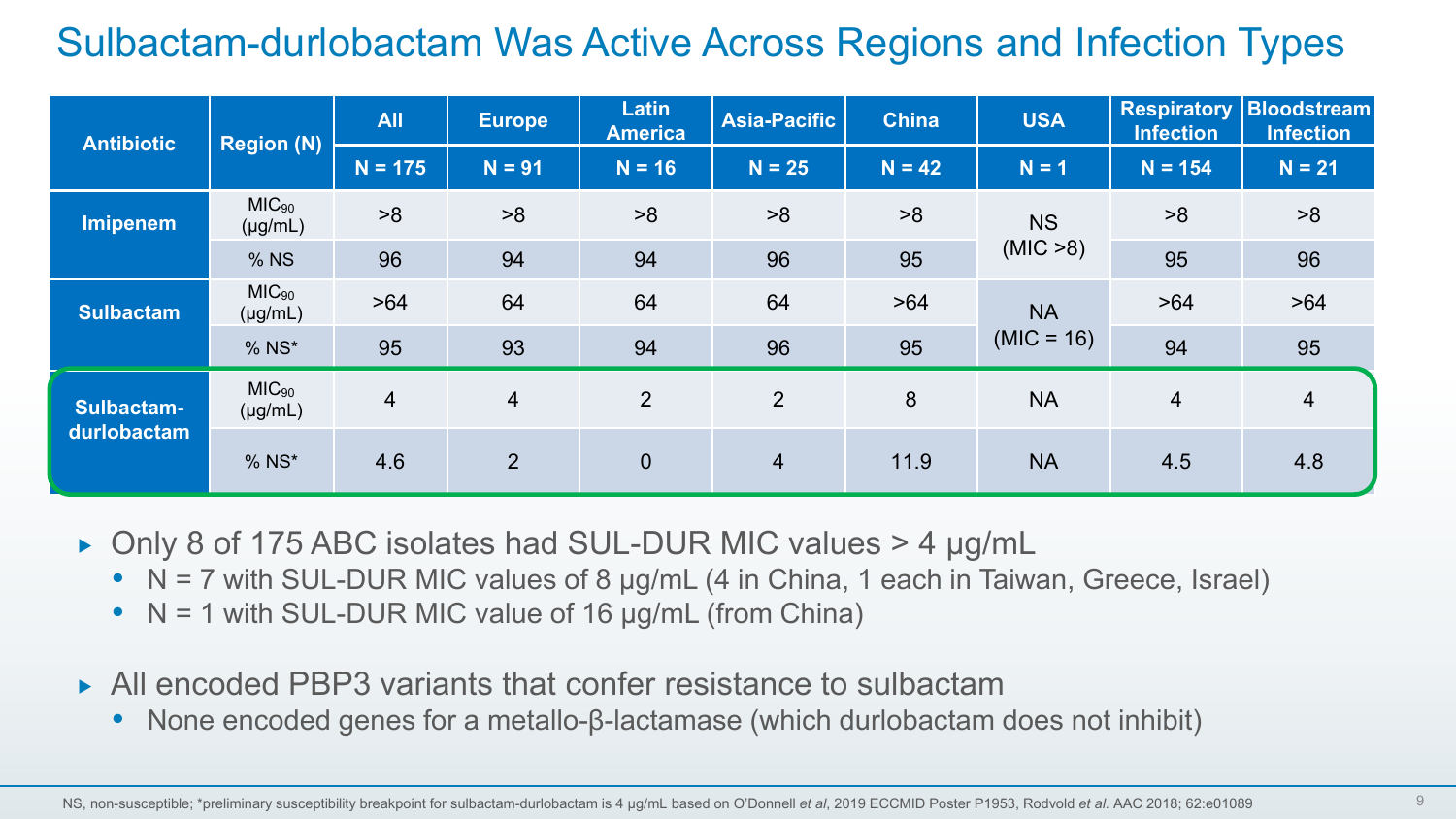# Sulbactam-durlobactam Was Active Across Regions and Infection Types

| Antibiotic | Region (N) | All | Europe | Latin America | Asia-Pacific | China | USA | Respiratory Infection | Bloodstream Infection |
|---|---|---|---|---|---|---|---|---|---|
| | | N = 175 | N = 91 | N = 16 | N = 25 | N = 42 | N = 1 | N = 154 | N = 21 |
| Imipenem | $MIC_{90}$ (μg/mL) | >8 | >8 | >8 | >8 | >8 | NS (MIC >8) | >8 | >8 |
| | % NS | 96 | 94 | 94 | 96 | 95 | | 95 | 96 |
| Sulbactam | $MIC_{90}$ (μg/mL) | >64 | 64 | 64 | 64 | >64 | NA (MIC = 16) | >64 | >64 |
| | % NS* | 95 | 93 | 94 | 96 | 95 | | 94 | 95 |
| Sulbactam-durlobactam | $MIC_{90}$ (μg/mL) | 4 | 4 | 2 | 2 | 8 | NA | 4 | 4 |
| | % NS* | 4.6 | 2 | 0 | 4 | 11.9 | NA | 4.5 | 4.8 |

- Only 8 of 175 ABC isolates had SUL-DUR MIC values > 4 μg/mL
  - N = 7 with SUL-DUR MIC values of 8 μg/mL (4 in China, 1 each in Taiwan, Greece, Israel)
  - N = 1 with SUL-DUR MIC value of 16 μg/mL (from China)
- All encoded PBP3 variants that confer resistance to sulbactam
  - None encoded genes for a metallo-β-lactamase (which durlobactam does not inhibit)

NS, non-susceptible; *preliminary susceptibility breakpoint for sulbactam-durlobactam is 4 μg/mL based on O'Donnell *et al*, 2019 ECCMID Poster P1953, Rodvold *et al.* AAC 2018; 62:e01089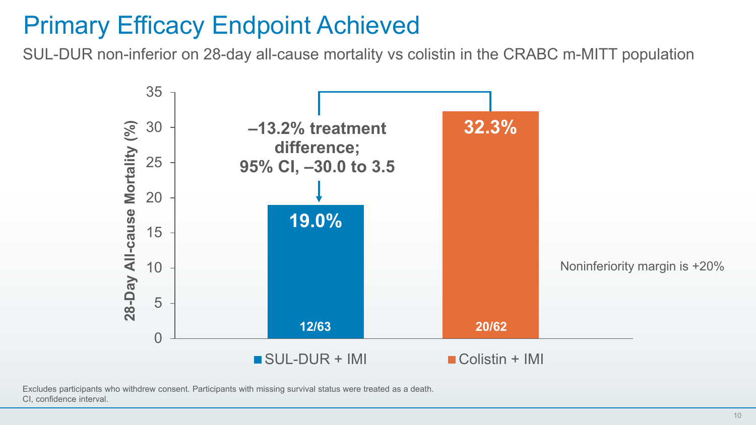# Primary Efficacy Endpoint Achieved

SUL-DUR non-inferior on 28-day all-cause mortality vs colistin in the CRABC m-MITT population

| | SUL-DUR + IMI | Colistin + IMI |
|---|---|---|
| 28-Day All-cause Mortality (%) | 19.0% | 32.3% |
| n/N | 12/63 | 20/62 |

**–13.2% treatment difference; 95% CI, –30.0 to 3.5**

Noninferiority margin is +20%

Excludes participants who withdrew consent. Participants with missing survival status were treated as a death.
CI, confidence interval.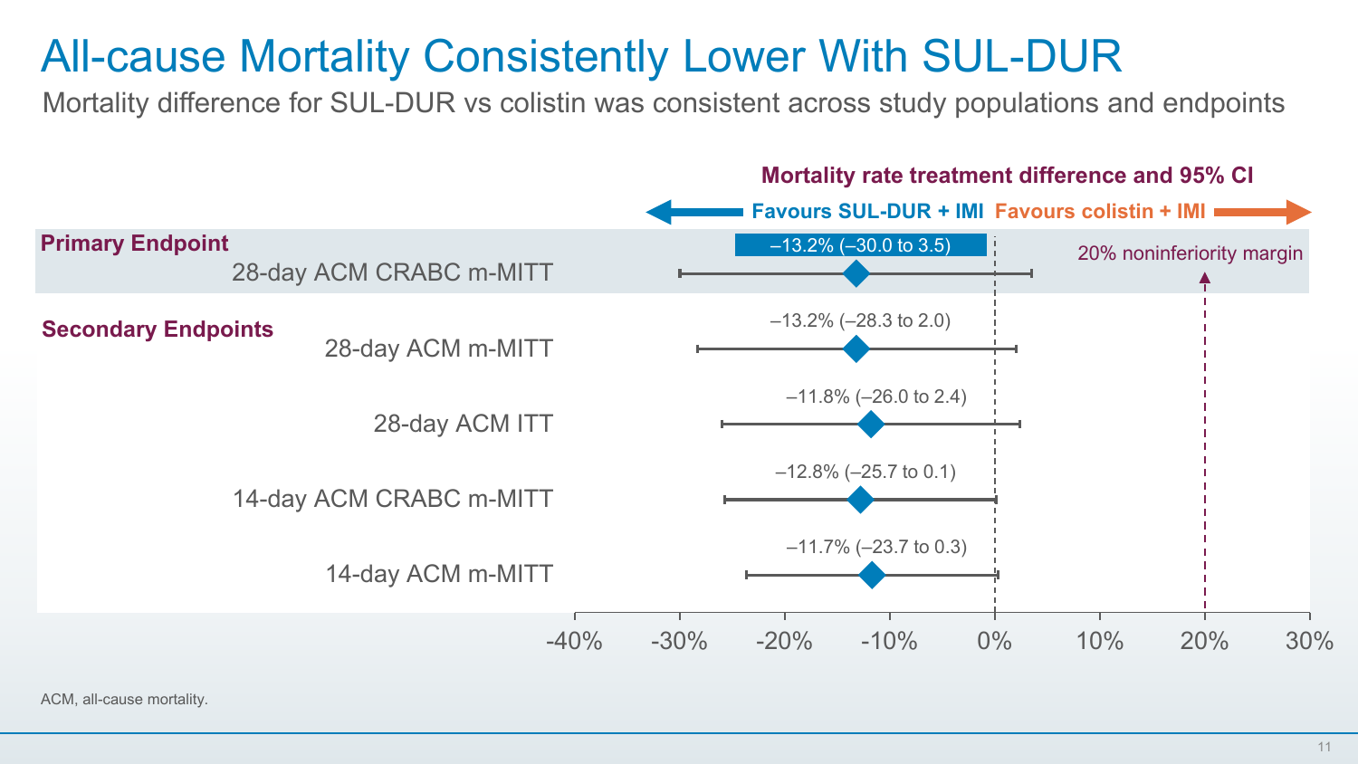# All-cause Mortality Consistently Lower With SUL-DUR

Mortality difference for SUL-DUR vs colistin was consistent across study populations and endpoints

**Mortality rate treatment difference and 95% CI**

← **Favours SUL-DUR + IMI** | **Favours colistin + IMI** →

| Endpoint | Treatment difference (95% CI) |
| --- | --- |
| **Primary Endpoint** | |
| 28-day ACM CRABC m-MITT | –13.2% (–30.0 to 3.5) |
| **Secondary Endpoints** | |
| 28-day ACM m-MITT | –13.2% (–28.3 to 2.0) |
| 28-day ACM ITT | –11.8% (–26.0 to 2.4) |
| 14-day ACM CRABC m-MITT | –12.8% (–25.7 to 0.1) |
| 14-day ACM m-MITT | –11.7% (–23.7 to 0.3) |

20% noninferiority margin

-40% -30% -20% -10% 0% 10% 20% 30%

ACM, all-cause mortality.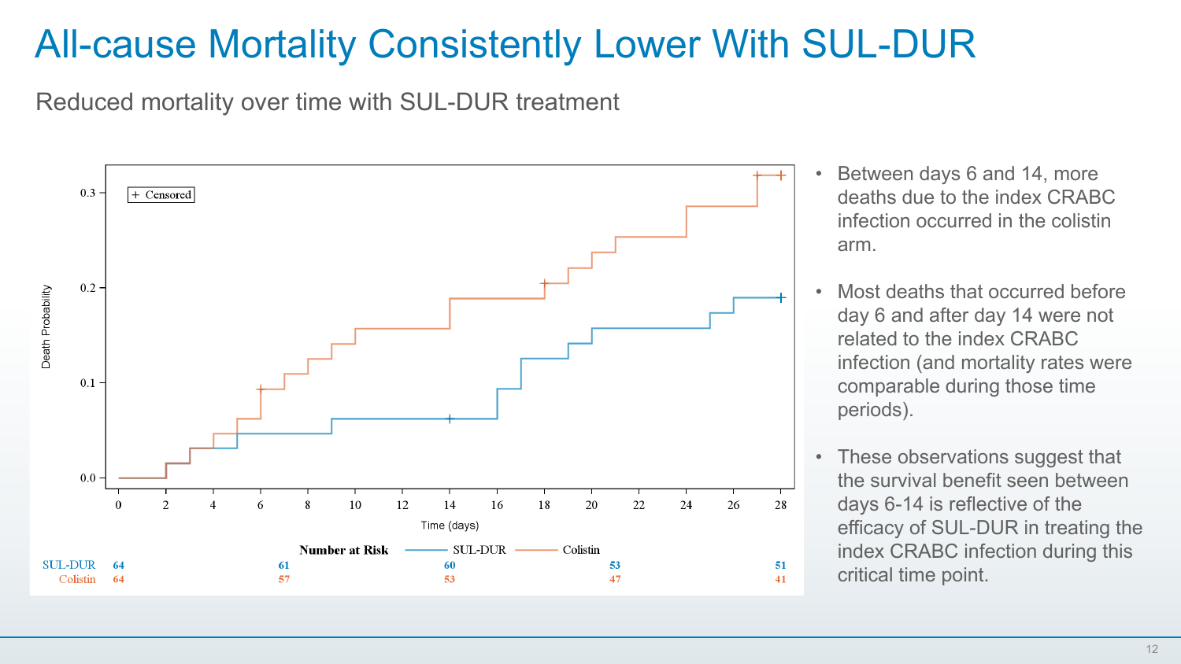# All-cause Mortality Consistently Lower With SUL-DUR

Reduced mortality over time with SUL-DUR treatment

+ Censored

Death Probability

Time (days)

Number at Risk — SUL-DUR — Colistin

| | 0 | 7 | 14 | 21 | 28 |
|---|---|---|---|---|---|
| SUL-DUR | 64 | 61 | 60 | 53 | 51 |
| Colistin | 64 | 57 | 53 | 47 | 41 |

- Between days 6 and 14, more deaths due to the index CRABC infection occurred in the colistin arm.
- Most deaths that occurred before day 6 and after day 14 were not related to the index CRABC infection (and mortality rates were comparable during those time periods).
- These observations suggest that the survival benefit seen between days 6-14 is reflective of the efficacy of SUL-DUR in treating the index CRABC infection during this critical time point.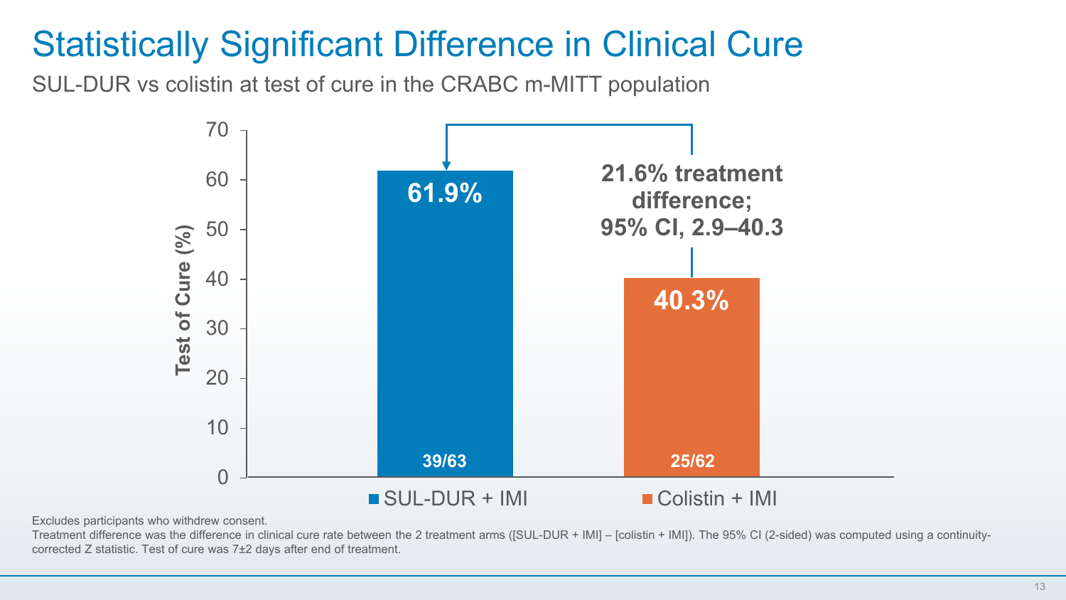# Statistically Significant Difference in Clinical Cure

SUL-DUR vs colistin at test of cure in the CRABC m-MITT population

| | SUL-DUR + IMI | Colistin + IMI |
|---|---|---|
| Test of Cure (%) | 61.9% | 40.3% |
| n/N | 39/63 | 25/62 |

**21.6% treatment difference; 95% CI, 2.9–40.3**

Excludes participants who withdrew consent.

Treatment difference was the difference in clinical cure rate between the 2 treatment arms ([SUL-DUR + IMI] – [colistin + IMI]). The 95% CI (2-sided) was computed using a continuity-corrected Z statistic. Test of cure was 7±2 days after end of treatment.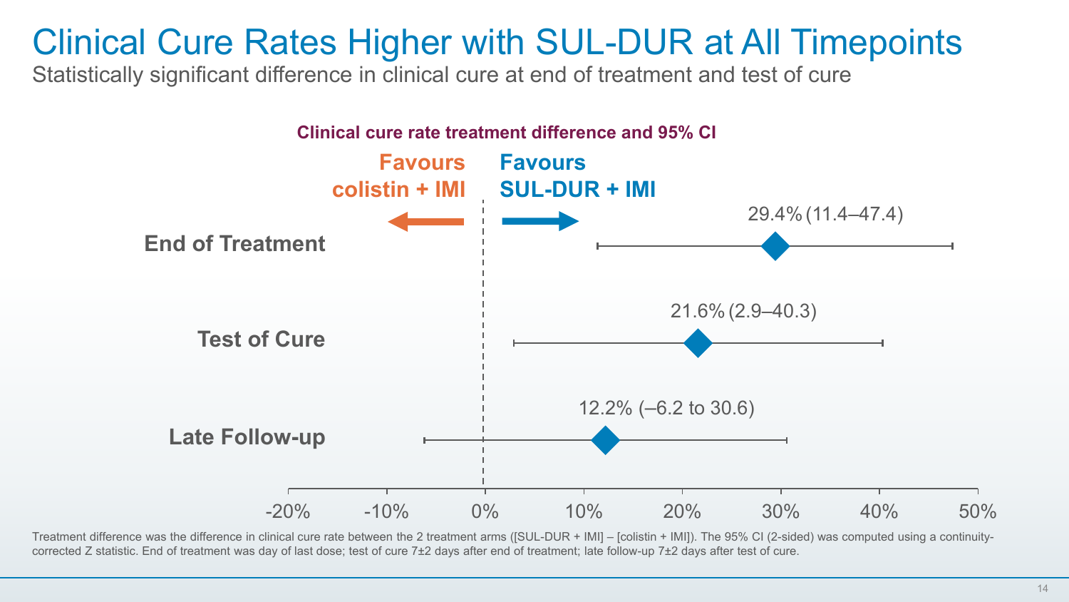# Clinical Cure Rates Higher with SUL-DUR at All Timepoints

Statistically significant difference in clinical cure at end of treatment and test of cure

**Clinical cure rate treatment difference and 95% CI**

**Favours colistin + IMI** ← | → **Favours SUL-DUR + IMI**

| Timepoint | Treatment difference (95% CI) |
|---|---|
| **End of Treatment** | 29.4% (11.4–47.4) |
| **Test of Cure** | 21.6% (2.9–40.3) |
| **Late Follow-up** | 12.2% (–6.2 to 30.6) |

-20% -10% 0% 10% 20% 30% 40% 50%

Treatment difference was the difference in clinical cure rate between the 2 treatment arms ([SUL-DUR + IMI] – [colistin + IMI]). The 95% CI (2-sided) was computed using a continuity-corrected Z statistic. End of treatment was day of last dose; test of cure 7±2 days after end of treatment; late follow-up 7±2 days after test of cure.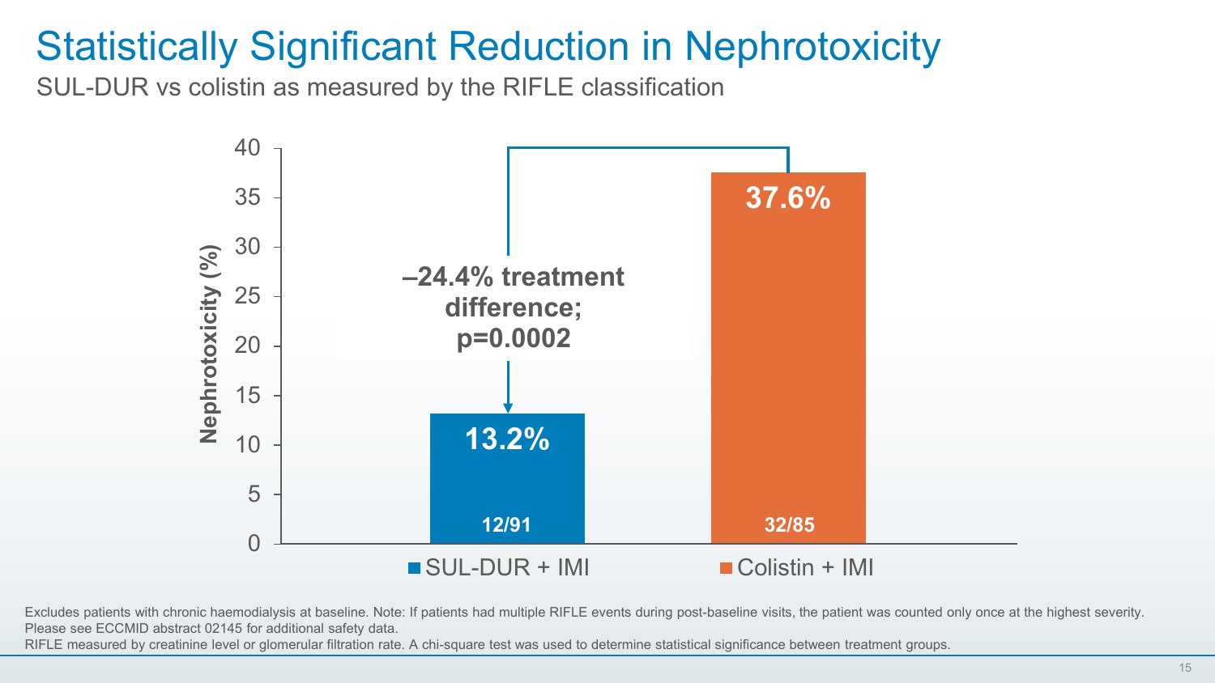# Statistically Significant Reduction in Nephrotoxicity

SUL-DUR vs colistin as measured by the RIFLE classification

| | SUL-DUR + IMI | Colistin + IMI |
|---|---|---|
| Nephrotoxicity (%) | 13.2% | 37.6% |
| n/N | 12/91 | 32/85 |

**–24.4% treatment difference; p=0.0002**

Excludes patients with chronic haemodialysis at baseline. Note: If patients had multiple RIFLE events during post-baseline visits, the patient was counted only once at the highest severity. Please see ECCMID abstract 02145 for additional safety data.
RIFLE measured by creatinine level or glomerular filtration rate. A chi-square test was used to determine statistical significance between treatment groups.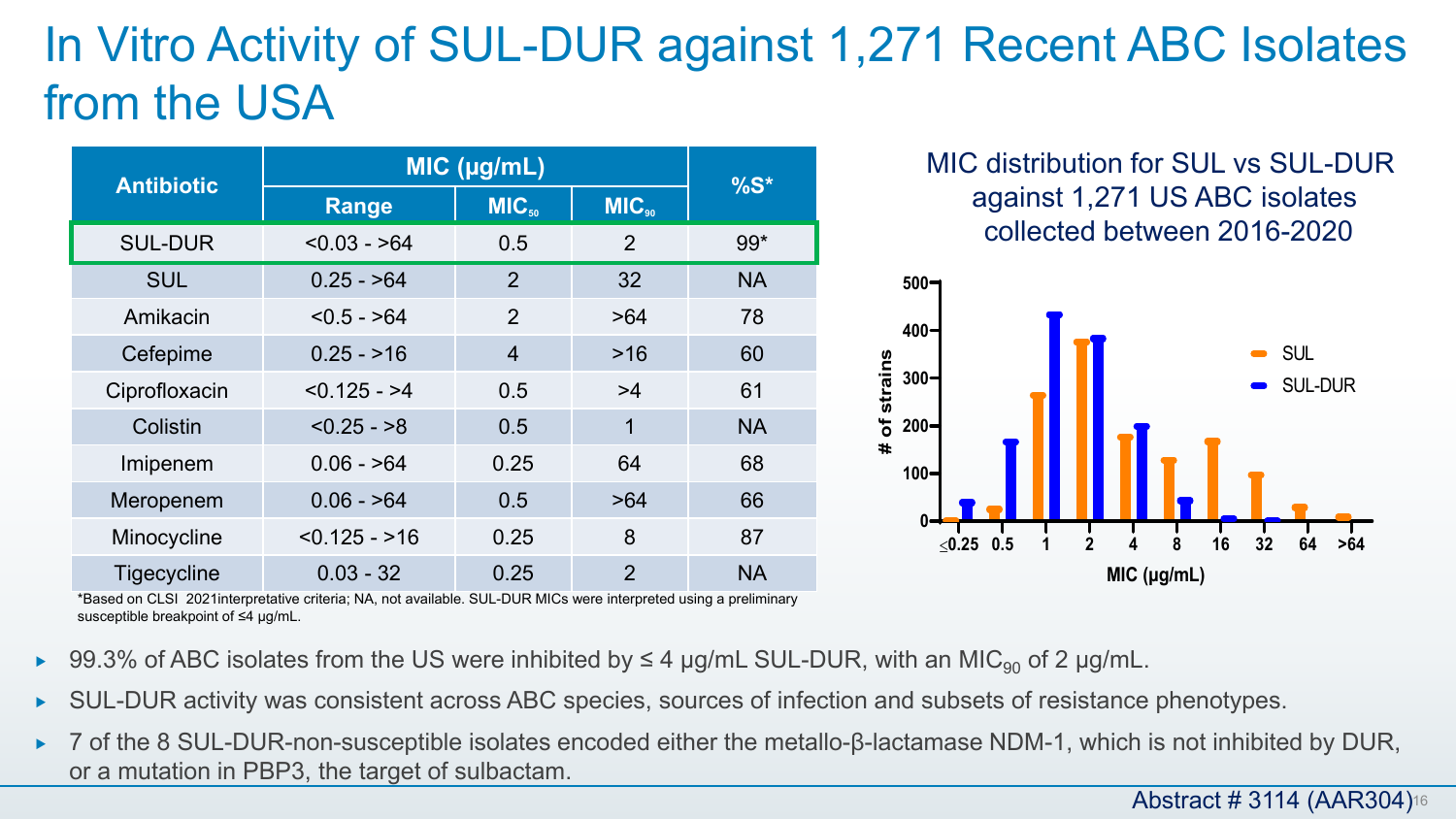# In Vitro Activity of SUL-DUR against 1,271 Recent ABC Isolates from the USA

| Antibiotic | MIC (μg/mL) | | | %S* |
|---|---|---|---|---|
| | Range | $MIC_{50}$ | $MIC_{90}$ | |
| SUL-DUR | <0.03 - >64 | 0.5 | 2 | 99* |
| SUL | 0.25 - >64 | 2 | 32 | NA |
| Amikacin | <0.5 - >64 | 2 | >64 | 78 |
| Cefepime | 0.25 - >16 | 4 | >16 | 60 |
| Ciprofloxacin | <0.125 - >4 | 0.5 | >4 | 61 |
| Colistin | <0.25 - >8 | 0.5 | 1 | NA |
| Imipenem | 0.06 - >64 | 0.25 | 64 | 68 |
| Meropenem | 0.06 - >64 | 0.5 | >64 | 66 |
| Minocycline | <0.125 - >16 | 0.25 | 8 | 87 |
| Tigecycline | 0.03 - 32 | 0.25 | 2 | NA |

*Based on CLSI 2021interpretative criteria; NA, not available. SUL-DUR MICs were interpreted using a preliminary susceptible breakpoint of ≤4 μg/mL.

MIC distribution for SUL vs SUL-DUR against 1,271 US ABC isolates collected between 2016-2020

- 99.3% of ABC isolates from the US were inhibited by ≤ 4 μg/mL SUL-DUR, with an $MIC_{90}$ of 2 μg/mL.
- SUL-DUR activity was consistent across ABC species, sources of infection and subsets of resistance phenotypes.
- 7 of the 8 SUL-DUR-non-susceptible isolates encoded either the metallo-β-lactamase NDM-1, which is not inhibited by DUR, or a mutation in PBP3, the target of sulbactam.

Abstract # 3114 (AAR304)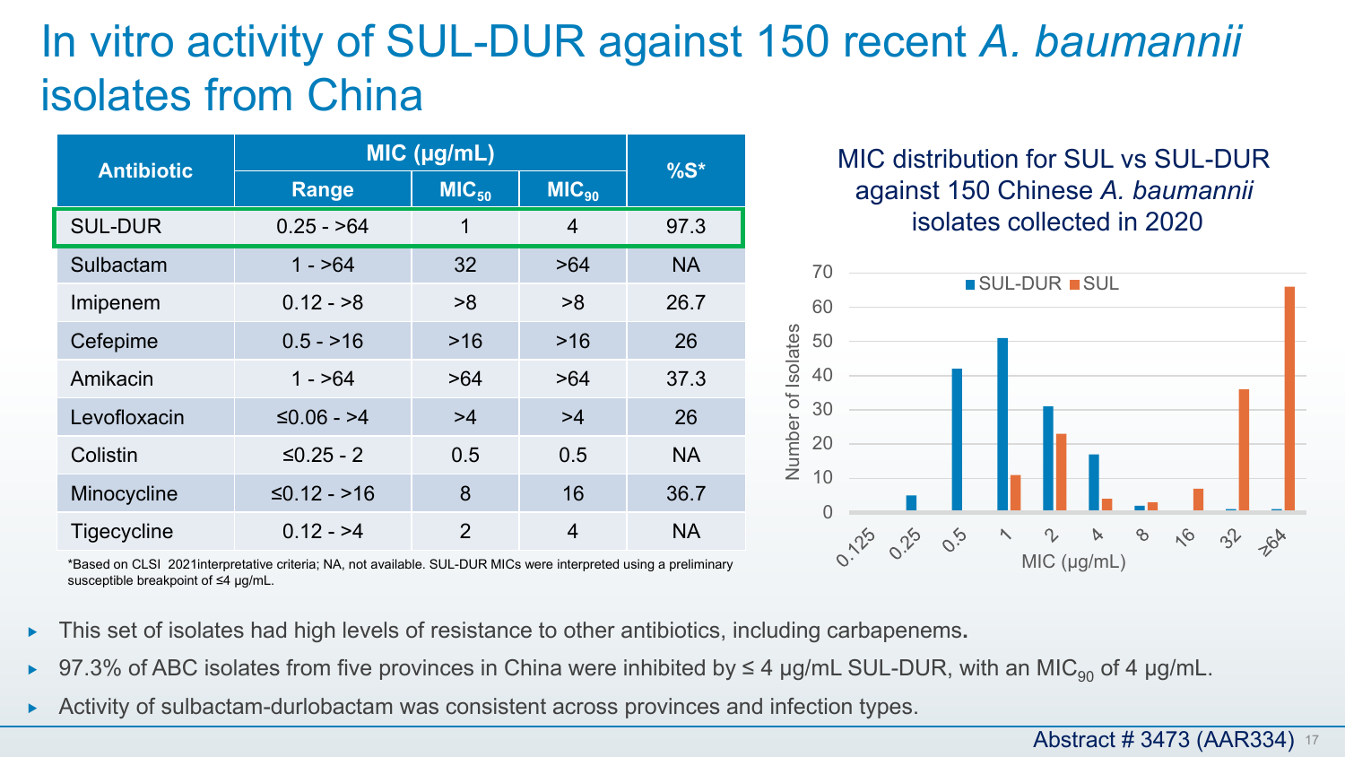# In vitro activity of SUL-DUR against 150 recent *A. baumannii* isolates from China

| Antibiotic | MIC (μg/mL) | | | %S* |
|---|---|---|---|---|
| | Range | $MIC_{50}$ | $MIC_{90}$ | |
| SUL-DUR | 0.25 - >64 | 1 | 4 | 97.3 |
| Sulbactam | 1 - >64 | 32 | >64 | NA |
| Imipenem | 0.12 - >8 | >8 | >8 | 26.7 |
| Cefepime | 0.5 - >16 | >16 | >16 | 26 |
| Amikacin | 1 - >64 | >64 | >64 | 37.3 |
| Levofloxacin | ≤0.06 - >4 | >4 | >4 | 26 |
| Colistin | ≤0.25 - 2 | 0.5 | 0.5 | NA |
| Minocycline | ≤0.12 - >16 | 8 | 16 | 36.7 |
| Tigecycline | 0.12 - >4 | 2 | 4 | NA |

*Based on CLSI 2021interpretative criteria; NA, not available. SUL-DUR MICs were interpreted using a preliminary susceptible breakpoint of ≤4 μg/mL.

MIC distribution for SUL vs SUL-DUR against 150 Chinese *A. baumannii* isolates collected in 2020

- This set of isolates had high levels of resistance to other antibiotics, including carbapenems.
- 97.3% of ABC isolates from five provinces in China were inhibited by ≤ 4 μg/mL SUL-DUR, with an $MIC_{90}$ of 4 μg/mL.
- Activity of sulbactam-durlobactam was consistent across provinces and infection types.

Abstract # 3473 (AAR334)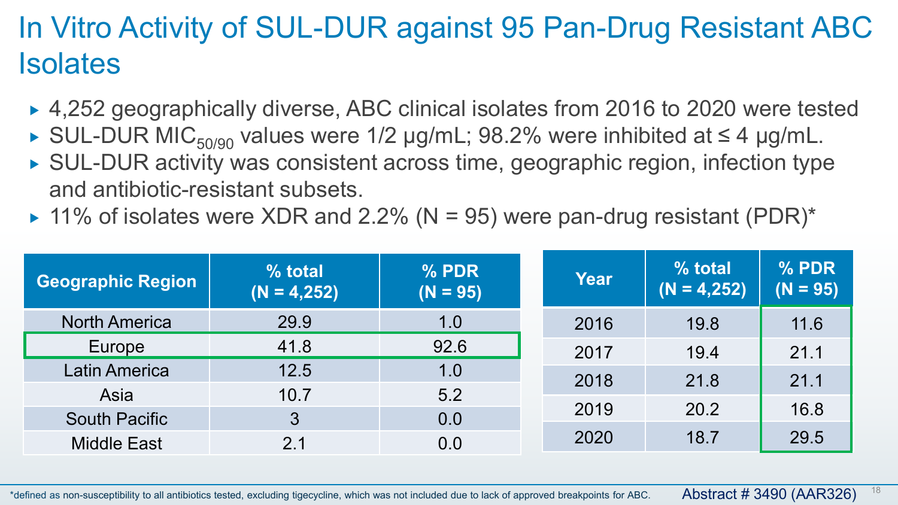# In Vitro Activity of SUL-DUR against 95 Pan-Drug Resistant ABC Isolates

- 4,252 geographically diverse, ABC clinical isolates from 2016 to 2020 were tested
- SUL-DUR $MIC_{50/90}$ values were 1/2 µg/mL; 98.2% were inhibited at ≤ 4 µg/mL.
- SUL-DUR activity was consistent across time, geographic region, infection type and antibiotic-resistant subsets.
- 11% of isolates were XDR and 2.2% (N = 95) were pan-drug resistant (PDR)*

| Geographic Region | % total (N = 4,252) | % PDR (N = 95) |
|---|---|---|
| North America | 29.9 | 1.0 |
| Europe | 41.8 | 92.6 |
| Latin America | 12.5 | 1.0 |
| Asia | 10.7 | 5.2 |
| South Pacific | 3 | 0.0 |
| Middle East | 2.1 | 0.0 |

| Year | % total (N = 4,252) | % PDR (N = 95) |
|---|---|---|
| 2016 | 19.8 | 11.6 |
| 2017 | 19.4 | 21.1 |
| 2018 | 21.8 | 21.1 |
| 2019 | 20.2 | 16.8 |
| 2020 | 18.7 | 29.5 |

*defined as non-susceptibility to all antibiotics tested, excluding tigecycline, which was not included due to lack of approved breakpoints for ABC.

Abstract # 3490 (AAR326)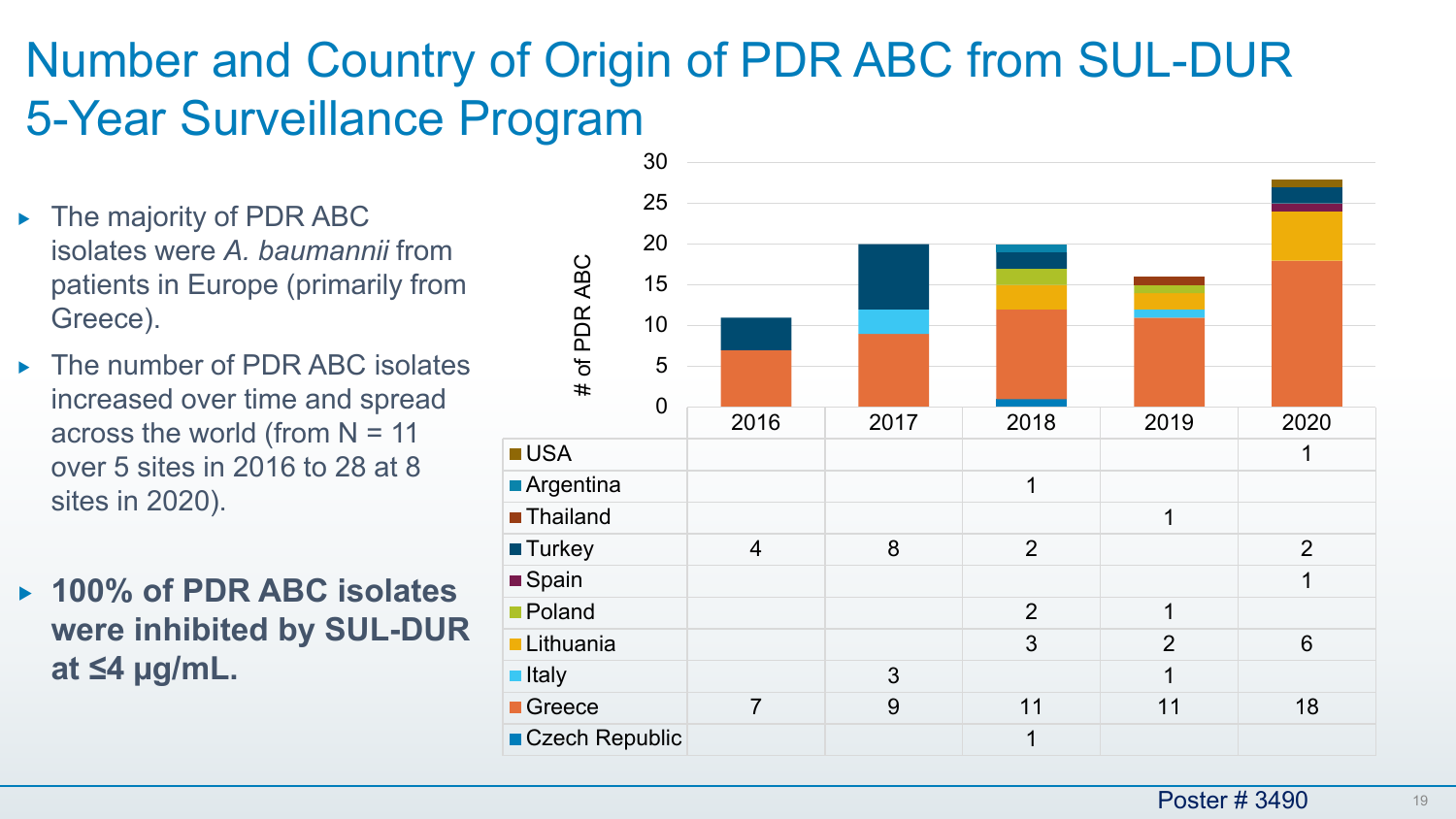# Number and Country of Origin of PDR ABC from SUL-DUR 5-Year Surveillance Program

- The majority of PDR ABC isolates were *A. baumannii* from patients in Europe (primarily from Greece).
- The number of PDR ABC isolates increased over time and spread across the world (from N = 11 over 5 sites in 2016 to 28 at 8 sites in 2020).
- **100% of PDR ABC isolates were inhibited by SUL-DUR at ≤4 µg/mL.**

| # of PDR ABC | 2016 | 2017 | 2018 | 2019 | 2020 |
|---|---|---|---|---|---|
| USA | | | | | 1 |
| Argentina | | | 1 | | |
| Thailand | | | | 1 | |
| Turkey | 4 | 8 | 2 | | 2 |
| Spain | | | | | 1 |
| Poland | | | 2 | 1 | |
| Lithuania | | | 3 | 2 | 6 |
| Italy | | 3 | | 1 | |
| Greece | 7 | 9 | 11 | 11 | 18 |
| Czech Republic | | | 1 | | |

Poster # 3490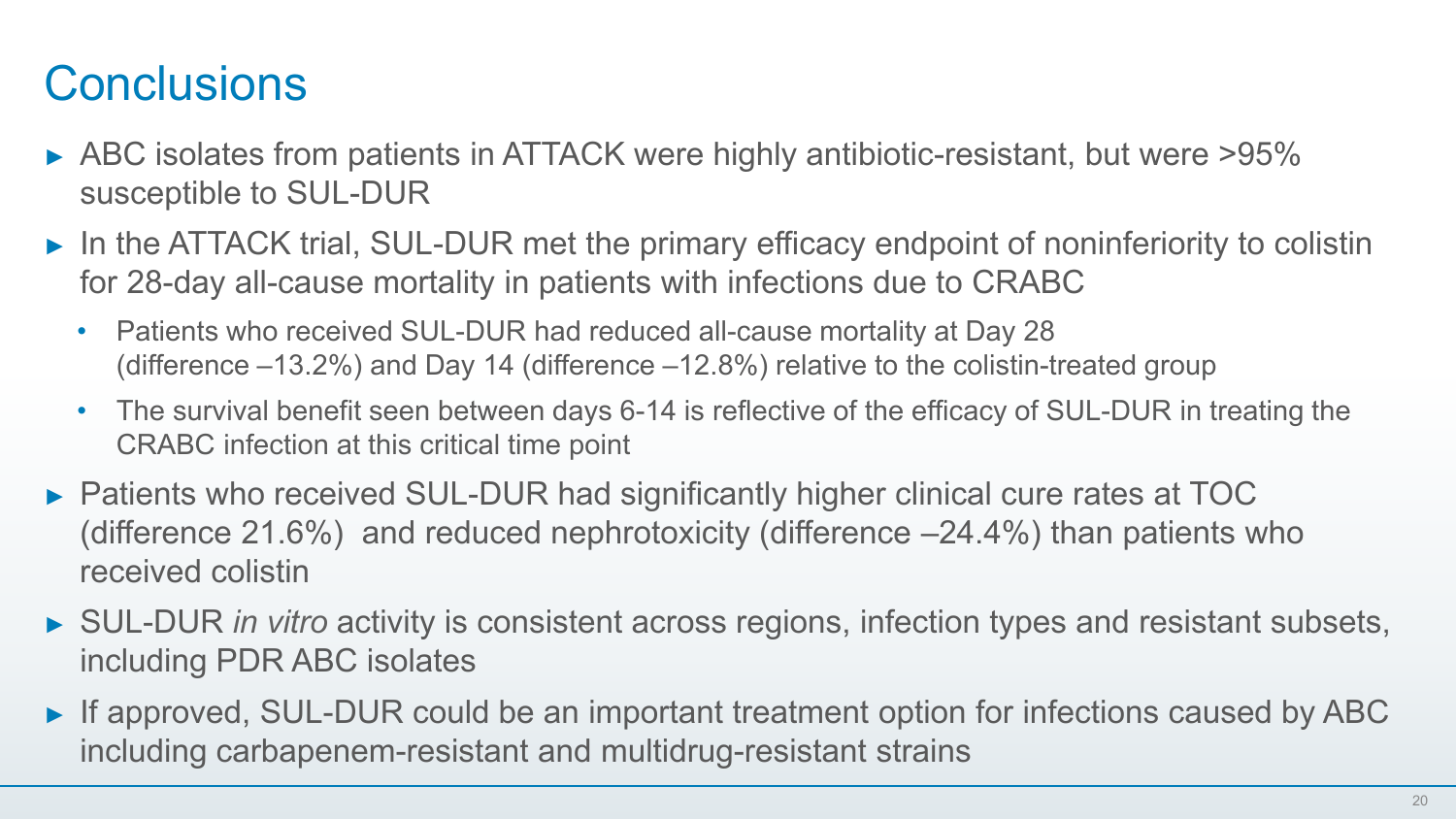# Conclusions

- ABC isolates from patients in ATTACK were highly antibiotic-resistant, but were >95% susceptible to SUL-DUR
- In the ATTACK trial, SUL-DUR met the primary efficacy endpoint of noninferiority to colistin for 28-day all-cause mortality in patients with infections due to CRABC
  - Patients who received SUL-DUR had reduced all-cause mortality at Day 28 (difference –13.2%) and Day 14 (difference –12.8%) relative to the colistin-treated group
  - The survival benefit seen between days 6-14 is reflective of the efficacy of SUL-DUR in treating the CRABC infection at this critical time point
- Patients who received SUL-DUR had significantly higher clinical cure rates at TOC (difference 21.6%) and reduced nephrotoxicity (difference –24.4%) than patients who received colistin
- SUL-DUR *in vitro* activity is consistent across regions, infection types and resistant subsets, including PDR ABC isolates
- If approved, SUL-DUR could be an important treatment option for infections caused by ABC including carbapenem-resistant and multidrug-resistant strains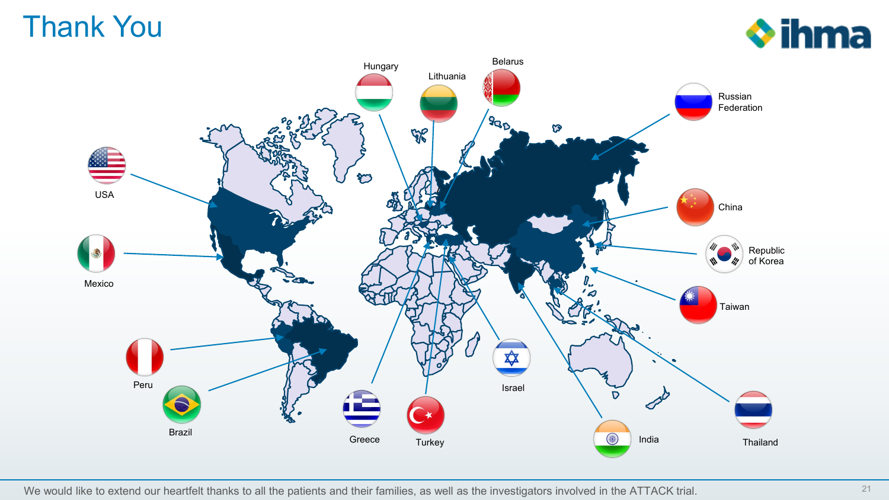# Thank You

Hungary

Lithuania

Belarus

Russian Federation

USA

China

Mexico

Republic of Korea

Taiwan

Peru

Brazil

Israel

Greece

Turkey

India

Thailand

We would like to extend our heartfelt thanks to all the patients and their families, as well as the investigators involved in the ATTACK trial.